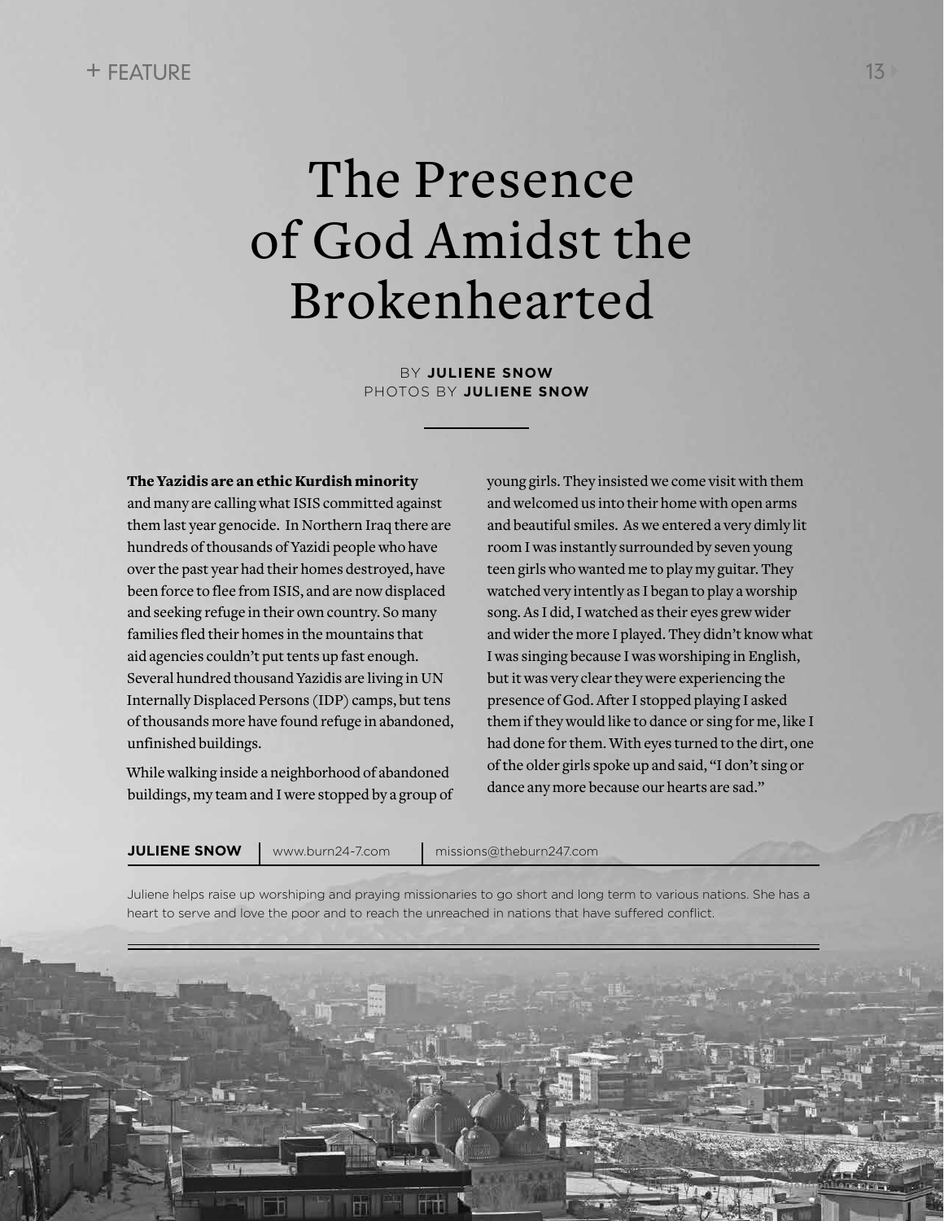# The Presence of God Amidst the Brokenhearted

BY **JULIENE SNOW**
PHOTOS BY **JULIENE SNOW**

**The Yazidis are an ethic Kurdish minority** and many are calling what ISIS committed against them last year genocide. In Northern Iraq there are hundreds of thousands of Yazidi people who have over the past year had their homes destroyed, have been force to flee from ISIS, and are now displaced and seeking refuge in their own country. So many families fled their homes in the mountains that aid agencies couldn't put tents up fast enough. Several hundred thousand Yazidis are living in UN Internally Displaced Persons (IDP) camps, but tens of thousands more have found refuge in abandoned, unfinished buildings.

While walking inside a neighborhood of abandoned buildings, my team and I were stopped by a group of young girls. They insisted we come visit with them and welcomed us into their home with open arms and beautiful smiles. As we entered a very dimly lit room I was instantly surrounded by seven young teen girls who wanted me to play my guitar. They watched very intently as I began to play a worship song. As I did, I watched as their eyes grew wider and wider the more I played. They didn't know what I was singing because I was worshiping in English, but it was very clear they were experiencing the presence of God. After I stopped playing I asked them if they would like to dance or sing for me, like I had done for them. With eyes turned to the dirt, one of the older girls spoke up and said, "I don't sing or dance any more because our hearts are sad."

**JULIENE SNOW** | www.burn24-7.com | missions@theburn247.com

Juliene helps raise up worshiping and praying missionaries to go short and long term to various nations. She has a heart to serve and love the poor and to reach the unreached in nations that have suffered conflict.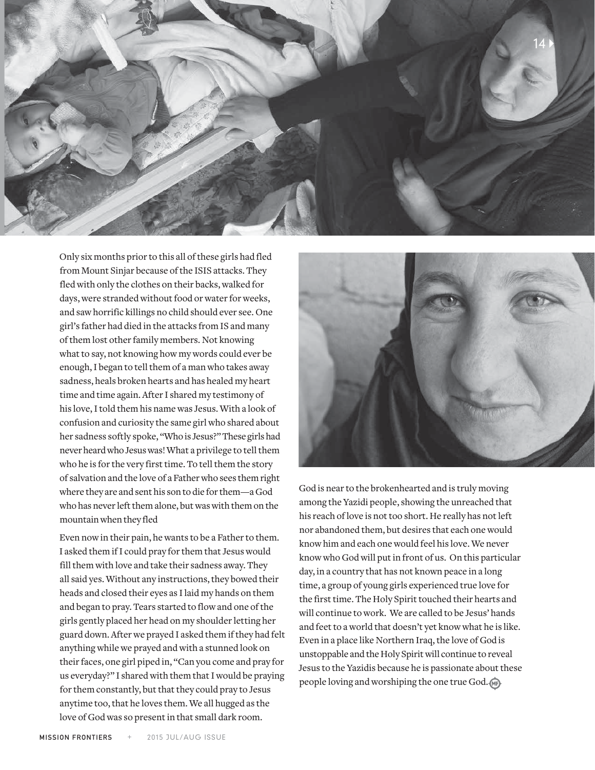Only six months prior to this all of these girls had fled from Mount Sinjar because of the ISIS attacks. They fled with only the clothes on their backs, walked for days, were stranded without food or water for weeks, and saw horrific killings no child should ever see. One girl's father had died in the attacks from IS and many of them lost other family members. Not knowing what to say, not knowing how my words could ever be enough, I began to tell them of a man who takes away sadness, heals broken hearts and has healed my heart time and time again. After I shared my testimony of his love, I told them his name was Jesus. With a look of confusion and curiosity the same girl who shared about her sadness softly spoke, "Who is Jesus?" These girls had never heard who Jesus was! What a privilege to tell them who he is for the very first time. To tell them the story of salvation and the love of a Father who sees them right where they are and sent his son to die for them—a God who has never left them alone, but was with them on the mountain when they fled

Even now in their pain, he wants to be a Father to them. I asked them if I could pray for them that Jesus would fill them with love and take their sadness away. They all said yes. Without any instructions, they bowed their heads and closed their eyes as I laid my hands on them and began to pray. Tears started to flow and one of the girls gently placed her head on my shoulder letting her guard down. After we prayed I asked them if they had felt anything while we prayed and with a stunned look on their faces, one girl piped in, "Can you come and pray for us everyday?" I shared with them that I would be praying for them constantly, but that they could pray to Jesus anytime too, that he loves them. We all hugged as the love of God was so present in that small dark room.

God is near to the brokenhearted and is truly moving among the Yazidi people, showing the unreached that his reach of love is not too short. He really has not left nor abandoned them, but desires that each one would know him and each one would feel his love. We never know who God will put in front of us. On this particular day, in a country that has not known peace in a long time, a group of young girls experienced true love for the first time. The Holy Spirit touched their hearts and will continue to work. We are called to be Jesus' hands and feet to a world that doesn't yet know what he is like. Even in a place like Northern Iraq, the love of God is unstoppable and the Holy Spirit will continue to reveal Jesus to the Yazidis because he is passionate about these people loving and worshiping the one true God.